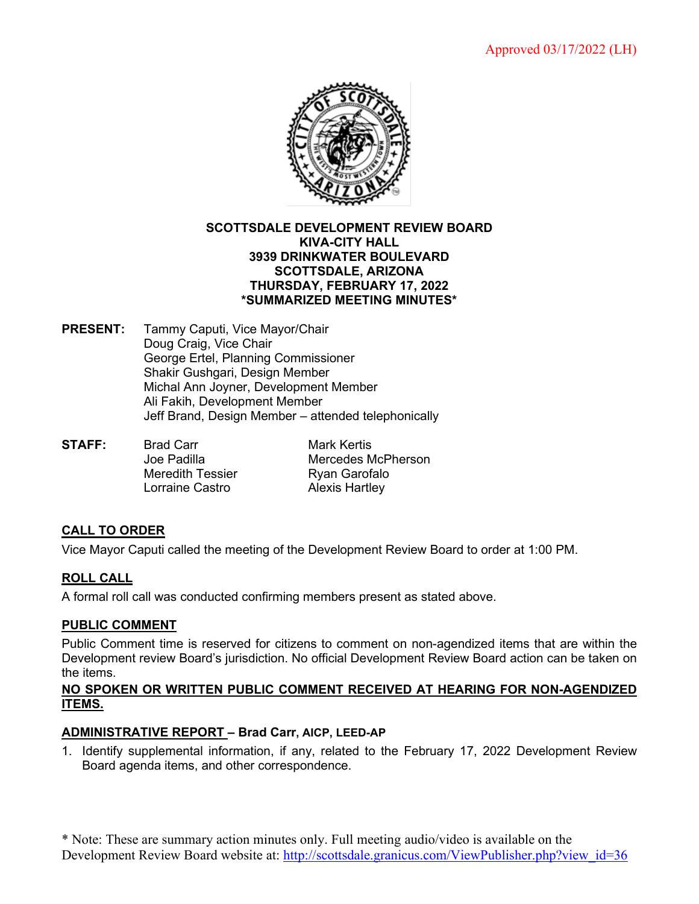Approved 03/17/2022 (LH)

**SCOTTSDALE DEVELOPMENT REVIEW BOARD**
**KIVA-CITY HALL**
**3939 DRINKWATER BOULEVARD**
**SCOTTSDALE, ARIZONA**
**THURSDAY, FEBRUARY 17, 2022**
**\*SUMMARIZED MEETING MINUTES\***

**PRESENT:** Tammy Caputi, Vice Mayor/Chair
Doug Craig, Vice Chair
George Ertel, Planning Commissioner
Shakir Gushgari, Design Member
Michal Ann Joyner, Development Member
Ali Fakih, Development Member
Jeff Brand, Design Member – attended telephonically

**STAFF:** Brad Carr, Joe Padilla, Meredith Tessier, Lorraine Castro, Mark Kertis, Mercedes McPherson, Ryan Garofalo, Alexis Hartley

## CALL TO ORDER

Vice Mayor Caputi called the meeting of the Development Review Board to order at 1:00 PM.

## ROLL CALL

A formal roll call was conducted confirming members present as stated above.

## PUBLIC COMMENT

Public Comment time is reserved for citizens to comment on non-agendized items that are within the Development review Board's jurisdiction. No official Development Review Board action can be taken on the items.

**NO SPOKEN OR WRITTEN PUBLIC COMMENT RECEIVED AT HEARING FOR NON-AGENDIZED ITEMS.**

## ADMINISTRATIVE REPORT – Brad Carr, AICP, LEED-AP

1. Identify supplemental information, if any, related to the February 17, 2022 Development Review Board agenda items, and other correspondence.

\* Note: These are summary action minutes only. Full meeting audio/video is available on the Development Review Board website at: http://scottsdale.granicus.com/ViewPublisher.php?view_id=36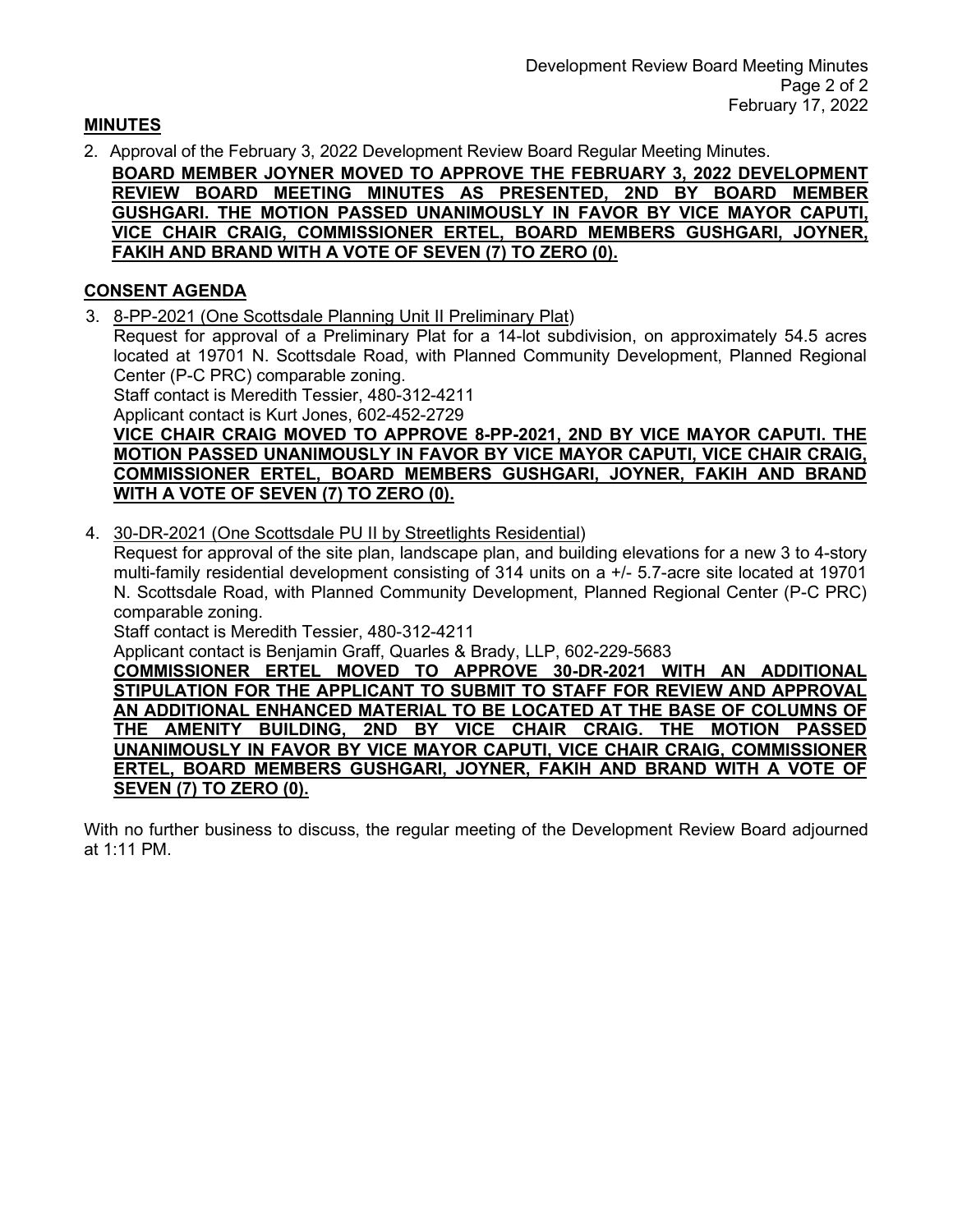## MINUTES

2. Approval of the February 3, 2022 Development Review Board Regular Meeting Minutes.

**BOARD MEMBER JOYNER MOVED TO APPROVE THE FEBRUARY 3, 2022 DEVELOPMENT REVIEW BOARD MEETING MINUTES AS PRESENTED, 2ND BY BOARD MEMBER GUSHGARI. THE MOTION PASSED UNANIMOUSLY IN FAVOR BY VICE MAYOR CAPUTI, VICE CHAIR CRAIG, COMMISSIONER ERTEL, BOARD MEMBERS GUSHGARI, JOYNER, FAKIH AND BRAND WITH A VOTE OF SEVEN (7) TO ZERO (0).**

## CONSENT AGENDA

3. 8-PP-2021 (One Scottsdale Planning Unit II Preliminary Plat)

   Request for approval of a Preliminary Plat for a 14-lot subdivision, on approximately 54.5 acres located at 19701 N. Scottsdale Road, with Planned Community Development, Planned Regional Center (P-C PRC) comparable zoning.

   Staff contact is Meredith Tessier, 480-312-4211

   Applicant contact is Kurt Jones, 602-452-2729

   **VICE CHAIR CRAIG MOVED TO APPROVE 8-PP-2021, 2ND BY VICE MAYOR CAPUTI. THE MOTION PASSED UNANIMOUSLY IN FAVOR BY VICE MAYOR CAPUTI, VICE CHAIR CRAIG, COMMISSIONER ERTEL, BOARD MEMBERS GUSHGARI, JOYNER, FAKIH AND BRAND WITH A VOTE OF SEVEN (7) TO ZERO (0).**

4. 30-DR-2021 (One Scottsdale PU II by Streetlights Residential)

   Request for approval of the site plan, landscape plan, and building elevations for a new 3 to 4-story multi-family residential development consisting of 314 units on a +/- 5.7-acre site located at 19701 N. Scottsdale Road, with Planned Community Development, Planned Regional Center (P-C PRC) comparable zoning.

   Staff contact is Meredith Tessier, 480-312-4211

   Applicant contact is Benjamin Graff, Quarles & Brady, LLP, 602-229-5683

   **COMMISSIONER ERTEL MOVED TO APPROVE 30-DR-2021 WITH AN ADDITIONAL STIPULATION FOR THE APPLICANT TO SUBMIT TO STAFF FOR REVIEW AND APPROVAL AN ADDITIONAL ENHANCED MATERIAL TO BE LOCATED AT THE BASE OF COLUMNS OF THE AMENITY BUILDING, 2ND BY VICE CHAIR CRAIG. THE MOTION PASSED UNANIMOUSLY IN FAVOR BY VICE MAYOR CAPUTI, VICE CHAIR CRAIG, COMMISSIONER ERTEL, BOARD MEMBERS GUSHGARI, JOYNER, FAKIH AND BRAND WITH A VOTE OF SEVEN (7) TO ZERO (0).**

With no further business to discuss, the regular meeting of the Development Review Board adjourned at 1:11 PM.